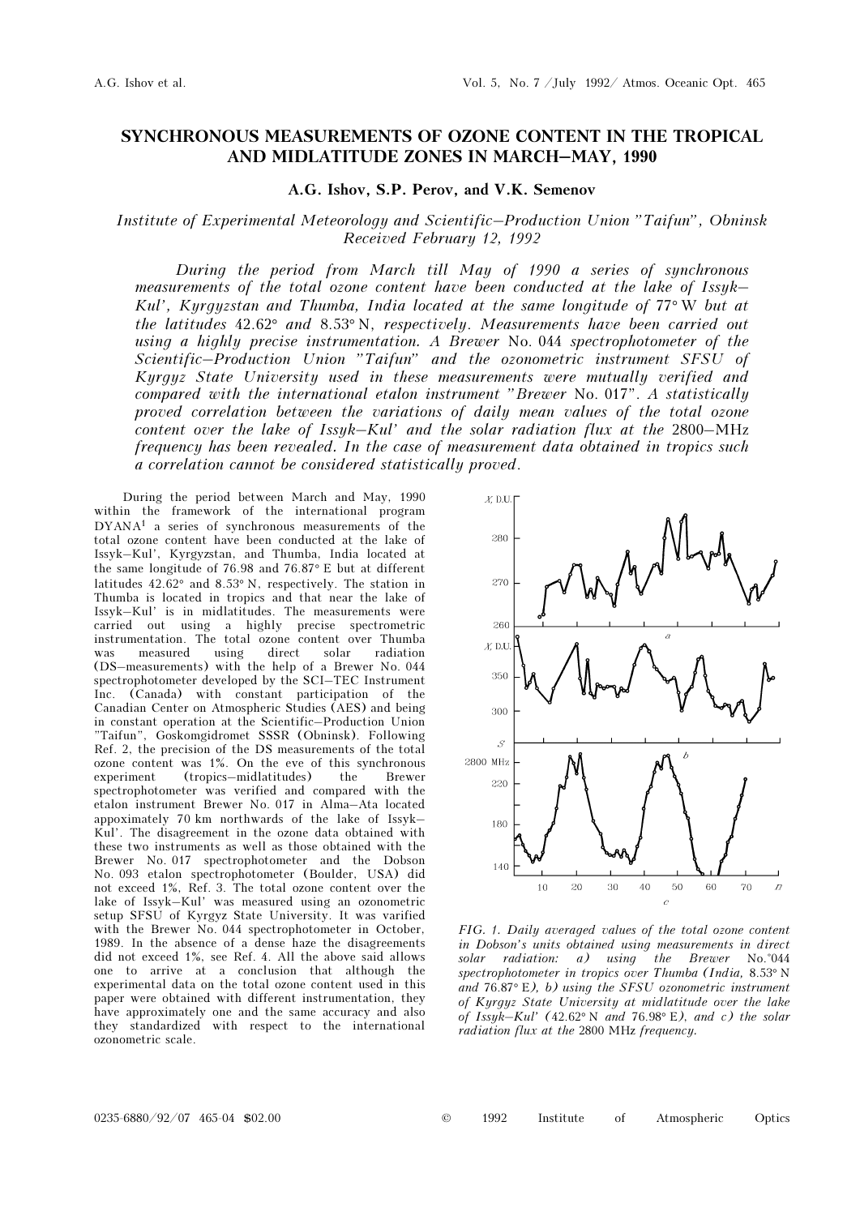# SYNCHRONOUS MEASUREMENTS OF OZONE CONTENT IN THE TROPICAL AND MIDLATITUDE ZONES IN MARCH–MAY, 1990

**A.G. Ishov, S.P. Perov, and V.K. Semenov**

*Institute of Experimental Meteorology and Scientific–Production Union "Taifun", Obninsk*
*Received February 12, 1992*

*During the period from March till May of 1990 a series of synchronous measurements of the total ozone content have been conducted at the lake of Issyk–Kul', Kyrgyzstan and Thumba, India located at the same longitude of 77° W but at the latitudes 42.62° and 8.53° N, respectively. Measurements have been carried out using a highly precise instrumentation. A Brewer No. 044 spectrophotometer of the Scientific–Production Union "Taifun" and the ozonometric instrument SFSU of Kyrgyz State University used in these measurements were mutually verified and compared with the international etalon instrument "Brewer No. 017". A statistically proved correlation between the variations of daily mean values of the total ozone content over the lake of Issyk–Kul' and the solar radiation flux at the 2800–MHz frequency has been revealed. In the case of measurement data obtained in tropics such a correlation cannot be considered statistically proved.*

During the period between March and May, 1990 within the framework of the international program DYANA[1] a series of synchronous measurements of the total ozone content have been conducted at the lake of Issyk–Kul', Kyrgyzstan, and Thumba, India located at the same longitude of 76.98 and 76.87° E but at different latitudes 42.62° and 8.53° N, respectively. The station in Thumba is located in tropics and that near the lake of Issyk–Kul' is in midlatitudes. The measurements were carried out using a highly precise spectrometric instrumentation. The total ozone content over Thumba was measured using direct solar radiation (DS–measurements) with the help of a Brewer No. 044 spectrophotometer developed by the SCI–TEC Instrument Inc. (Canada) with constant participation of the Canadian Center on Atmospheric Studies (AES) and being in constant operation at the Scientific–Production Union "Taifun", Goskomgidromet SSSR (Obninsk). Following Ref. 2, the precision of the DS measurements of the total ozone content was 1%. On the eve of this synchronous experiment (tropics–midlatitudes) the Brewer spectrophotometer was verified and compared with the etalon instrument Brewer No. 017 in Alma–Ata located approximately 70 km northwards of the lake of Issyk–Kul'. The disagreement in the ozone data obtained with these two instruments as well as those obtained with the Brewer No. 017 spectrophotometer and the Dobson No. 093 etalon spectrophotometer (Boulder, USA) did not exceed 1%, Ref. 3. The total ozone content over the lake of Issyk–Kul' was measured using an ozonometric setup SFSU of Kyrgyz State University. It was varified with the Brewer No. 044 spectrophotometer in October, 1989. In the absence of a dense haze the disagreements did not exceed 1%, see Ref. 4. All the above said allows one to arrive at a conclusion that although the experimental data on the total ozone content used in this paper were obtained with different instrumentation, they have approximately one and the same accuracy and also they standardized with respect to the international ozonometric scale.

FIG. 1. *Daily averaged values of the total ozone content in Dobson's units obtained using measurements in direct solar radiation: a) using the Brewer No. 044 spectrophotometer in tropics over Thumba (India, 8.53° N and 76.87° E), b) using the SFSU ozonometric instrument of Kyrgyz State University at midlatitude over the lake of Issyk–Kul' (42.62° N and 76.98° E), and c) the solar radiation flux at the 2800 MHz frequency.*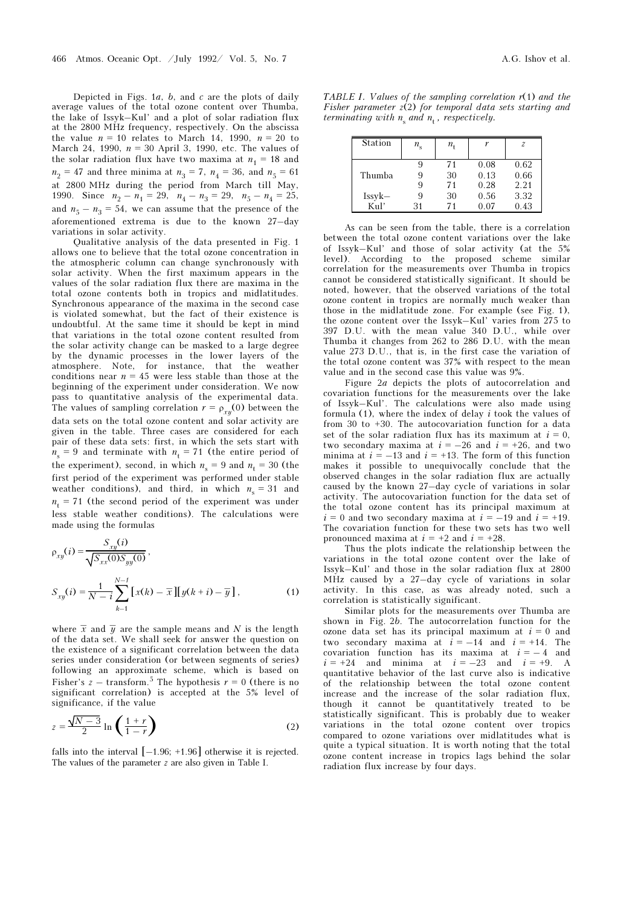Depicted in Figs. 1*a*, *b*, and *c* are the plots of daily average values of the total ozone content over Thumba, the lake of Issyk–Kul' and a plot of solar radiation flux at the 2800 MHz frequency, respectively. On the abscissa the value $n = 10$ relates to March 14, 1990, $n = 20$ to March 24, 1990, $n = 30$ April 3, 1990, etc. The values of the solar radiation flux have two maxima at $n_1 = 18$ and $n_2 = 47$ and three minima at $n_3 = 7$, $n_4 = 36$, and $n_5 = 61$ at 2800 MHz during the period from March till May, 1990. Since $n_2 - n_1 = 29$, $n_4 - n_3 = 29$, $n_5 - n_4 = 25$, and $n_5 - n_3 = 54$, we can assume that the presence of the aforementioned extrema is due to the known 27–day variations in solar activity.

Qualitative analysis of the data presented in Fig. 1 allows one to believe that the total ozone concentration in the atmospheric column can change synchronously with solar activity. When the first maximum appears in the values of the solar radiation flux there are maxima in the total ozone contents both in tropics and midlatitudes. Synchronous appearance of the maxima in the second case is violated somewhat, but the fact of their existence is undoubtful. At the same time it should be kept in mind that variations in the total ozone content resulted from the solar activity change can be masked to a large degree by the dynamic processes in the lower layers of the atmosphere. Note, for instance, that the weather conditions near $n = 45$ were less stable than those at the beginning of the experiment under consideration. We now pass to quantitative analysis of the experimental data. The values of sampling correlation $r = \rho_{xy}(0)$ between the data sets on the total ozone content and solar activity are given in the table. Three cases are considered for each pair of these data sets: first, in which the sets start with $n_s = 9$ and terminate with $n_t = 71$ (the entire period of the experiment), second, in which $n_s = 9$ and $n_t = 30$ (the first period of the experiment was performed under stable weather conditions), and third, in which $n_s = 31$ and $n_t = 71$ (the second period of the experiment was under less stable weather conditions). The calculations were made using the formulas

$$\rho_{xy}(i) = \frac{S_{xy}(i)}{\sqrt{S_{xx}(0)S_{yy}(0)}},$$

$$S_{xy}(i) = \frac{1}{N - i}\sum_{k=1}^{N-i}\left[x(k) - \overline{x}\right]\left[y(k+i) - \overline{y}\right], \qquad (1)$$

where $\overline{x}$ and $\overline{y}$ are the sample means and $N$ is the length of the data set. We shall seek for answer the question on the existence of a significant correlation between the data series under consideration (or between segments of series) following an approximate scheme, which is based on Fisher's $z$ – transform.[5] The hypothesis $r = 0$ (there is no significant correlation) is accepted at the 5% level of significance, if the value

$$z = \frac{\sqrt{N-3}}{2}\ln\left(\frac{1+r}{1-r}\right) \qquad (2)$$

falls into the interval $[-1.96; +1.96]$ otherwise it is rejected. The values of the parameter $z$ are also given in Table I.

*TABLE I. Values of the sampling correlation $r(1)$ and the Fisher parameter $z(2)$ for temporal data sets starting and terminating with $n_s$ and $n_t$, respectively.*

| Station | $n_s$ | $n_t$ | $r$ | $z$ |
|---|---|---|---|---|
| | 9 | 71 | 0.08 | 0.62 |
| Thumba | 9 | 30 | 0.13 | 0.66 |
| | 9 | 71 | 0.28 | 2.21 |
| Issyk– | 9 | 30 | 0.56 | 3.32 |
| Kul' | 31 | 71 | 0.07 | 0.43 |

As can be seen from the table, there is a correlation between the total ozone content variations over the lake of Issyk–Kul' and those of solar activity (at the 5% level). According to the proposed scheme similar correlation for the measurements over Thumba in tropics cannot be considered statistically significant. It should be noted, however, that the observed variations of the total ozone content in tropics are normally much weaker than those in the midlatitude zone. For example (see Fig. 1), the ozone content over the Issyk–Kul' varies from 275 to 397 D.U. with the mean value 340 D.U., while over Thumba it changes from 262 to 286 D.U. with the mean value 273 D.U., that is, in the first case the variation of the total ozone content was 37% with respect to the mean value and in the second case this value was 9%.

Figure 2*a* depicts the plots of autocorrelation and covariation functions for the measurements over the lake of Issyk–Kul'. The calculations were also made using formula (1), where the index of delay $i$ took the values of from 30 to +30. The autocovariation function for a data set of the solar radiation flux has its maximum at $i = 0$, two secondary maxima at $i = -26$ and $i = +26$, and two minima at $i = -13$ and $i = +13$. The form of this function makes it possible to unequivocally conclude that the observed changes in the solar radiation flux are actually caused by the known 27–day cycle of variations in solar activity. The autocovariation function for the data set of the total ozone content has its principal maximum at $i = 0$ and two secondary maxima at $i = -19$ and $i = +19$. The covariation function for these two sets has two well pronounced maxima at $i = +2$ and $i = +28$.

Thus the plots indicate the relationship between the variations in the total ozone content over the lake of Issyk–Kul' and those in the solar radiation flux at 2800 MHz caused by a 27–day cycle of variations in solar activity. In this case, as was already noted, such a correlation is statistically significant.

Similar plots for the measurements over Thumba are shown in Fig. 2*b*. The autocorrelation function for the ozone data set has its principal maximum at $i = 0$ and two secondary maxima at $i = -14$ and $i = +14$. The covariation function has its maxima at $i = -4$ and $i = +24$ and minima at $i = -23$ and $i = +9$. A quantitative behavior of the last curve also is indicative of the relationship between the total ozone content increase and the increase of the solar radiation flux, though it cannot be quantitatively treated to be statistically significant. This is probably due to weaker variations in the total ozone content over tropics compared to ozone variations over midlatitudes what is quite a typical situation. It is worth noting that the total ozone content increase in tropics lags behind the solar radiation flux increase by four days.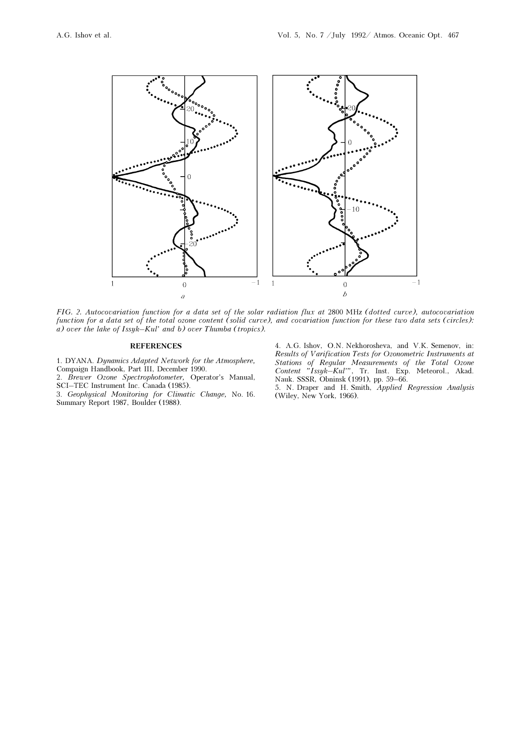20

10

0

−10

−20

1 0 −1

*a*

20

0

−10

1 0 −1

*b*

*FIG. 2. Autocovariation function for a data set of the solar radiation flux at* 2800 MHz *(dotted curve), autocovariation function for a data set of the total ozone content (solid curve), and covariation function for these two data sets (circles): a) over the lake of Issyk–Kul' and b) over Thumba (tropics).*

## REFERENCES

1. DYANA. *Dynamics Adapted Network for the Atmosphere,* Compaign Handbook, Part III, December 1990.
2. *Brewer Ozone Spectrophotometer,* Operator's Manual, SCI–TEC Instrument Inc. Canada (1985).
3. *Geophysical Monitoring for Climatic Change,* No. 16. Summary Report 1987, Boulder (1988).
4. A.G. Ishov, O.N. Nekhorosheva, and V.K. Semenov, in: *Results of Verification Tests for Ozonometric Instruments at Stations of Regular Measurements of the Total Ozone Content "Issyk–Kul'"*, Tr. Inst. Exp. Meteorol., Akad. Nauk. SSSR, Obninsk (1991), pp. 59–66.
5. N. Draper and H. Smith, *Applied Regression Analysis* (Wiley, New York, 1966).